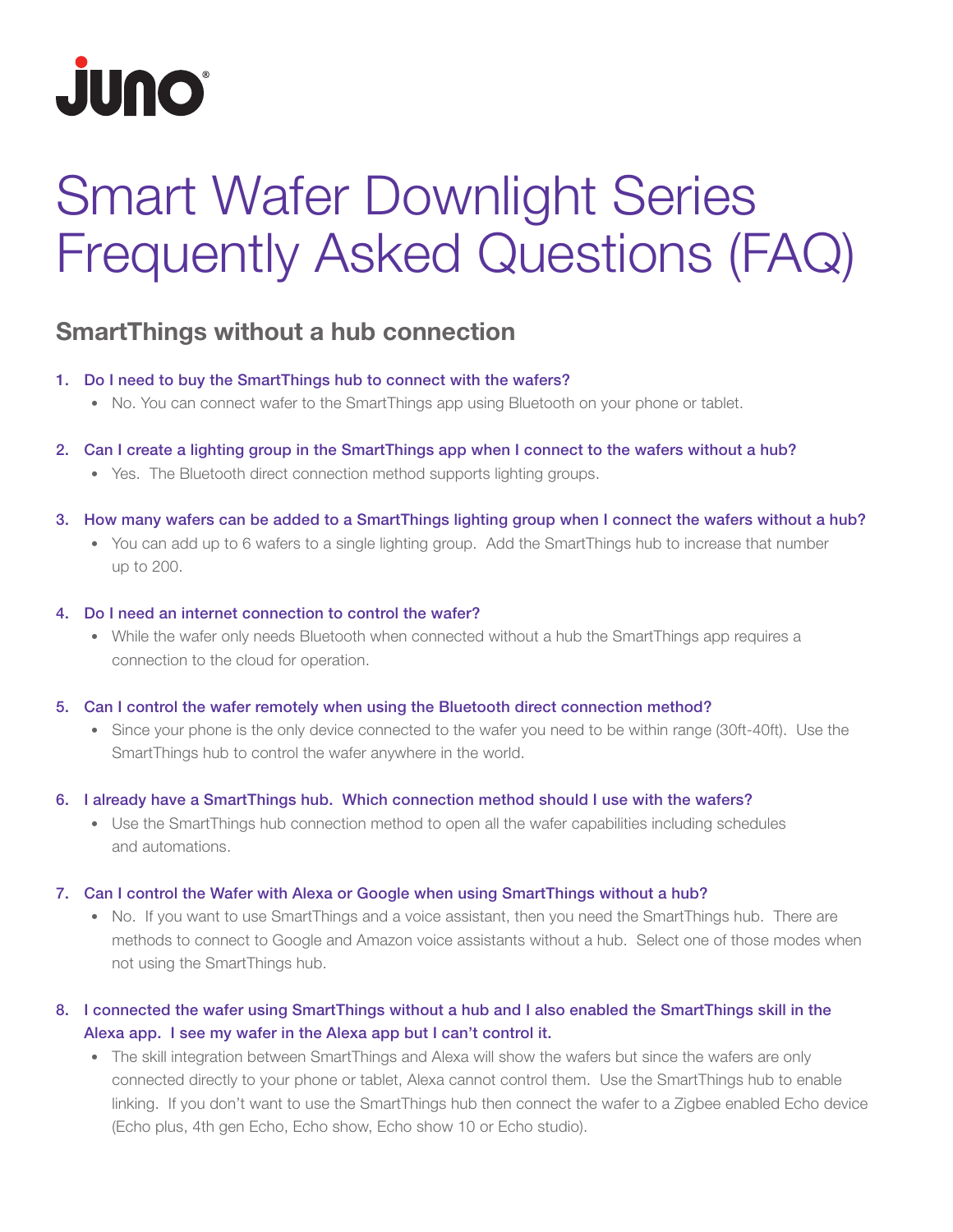juno®

# Smart Wafer Downlight Series Frequently Asked Questions (FAQ)

## SmartThings without a hub connection

1. **Do I need to buy the SmartThings hub to connect with the wafers?**
   - No. You can connect wafer to the SmartThings app using Bluetooth on your phone or tablet.

2. **Can I create a lighting group in the SmartThings app when I connect to the wafers without a hub?**
   - Yes. The Bluetooth direct connection method supports lighting groups.

3. **How many wafers can be added to a SmartThings lighting group when I connect the wafers without a hub?**
   - You can add up to 6 wafers to a single lighting group. Add the SmartThings hub to increase that number up to 200.

4. **Do I need an internet connection to control the wafer?**
   - While the wafer only needs Bluetooth when connected without a hub the SmartThings app requires a connection to the cloud for operation.

5. **Can I control the wafer remotely when using the Bluetooth direct connection method?**
   - Since your phone is the only device connected to the wafer you need to be within range (30ft-40ft). Use the SmartThings hub to control the wafer anywhere in the world.

6. **I already have a SmartThings hub. Which connection method should I use with the wafers?**
   - Use the SmartThings hub connection method to open all the wafer capabilities including schedules and automations.

7. **Can I control the Wafer with Alexa or Google when using SmartThings without a hub?**
   - No. If you want to use SmartThings and a voice assistant, then you need the SmartThings hub. There are methods to connect to Google and Amazon voice assistants without a hub. Select one of those modes when not using the SmartThings hub.

8. **I connected the wafer using SmartThings without a hub and I also enabled the SmartThings skill in the Alexa app. I see my wafer in the Alexa app but I can't control it.**
   - The skill integration between SmartThings and Alexa will show the wafers but since the wafers are only connected directly to your phone or tablet, Alexa cannot control them. Use the SmartThings hub to enable linking. If you don't want to use the SmartThings hub then connect the wafer to a Zigbee enabled Echo device (Echo plus, 4th gen Echo, Echo show, Echo show 10 or Echo studio).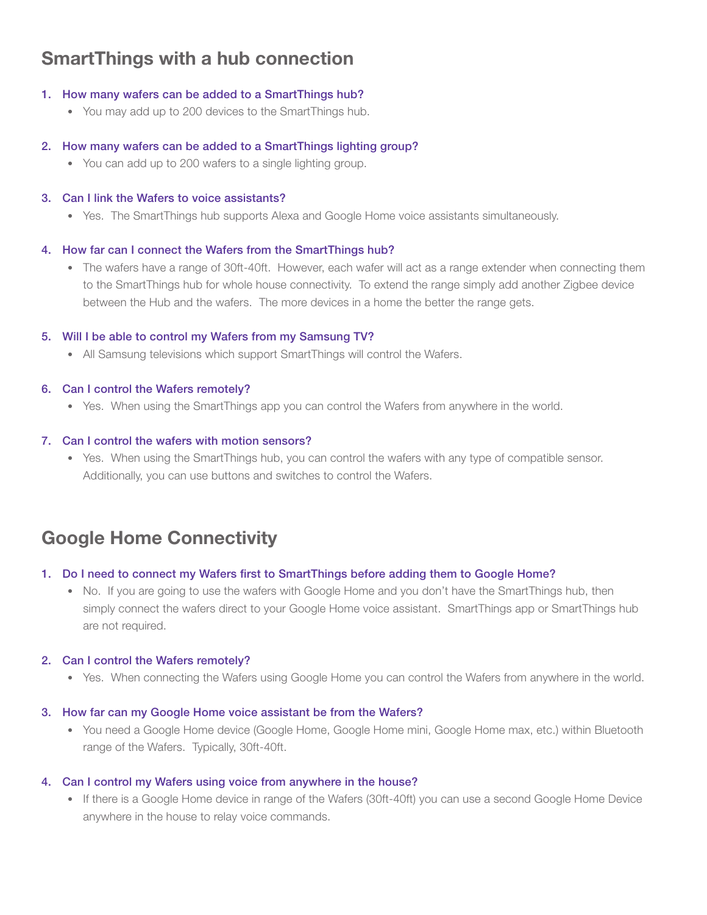## SmartThings with a hub connection

1. **How many wafers can be added to a SmartThings hub?**
   - You may add up to 200 devices to the SmartThings hub.

2. **How many wafers can be added to a SmartThings lighting group?**
   - You can add up to 200 wafers to a single lighting group.

3. **Can I link the Wafers to voice assistants?**
   - Yes. The SmartThings hub supports Alexa and Google Home voice assistants simultaneously.

4. **How far can I connect the Wafers from the SmartThings hub?**
   - The wafers have a range of 30ft-40ft. However, each wafer will act as a range extender when connecting them to the SmartThings hub for whole house connectivity. To extend the range simply add another Zigbee device between the Hub and the wafers. The more devices in a home the better the range gets.

5. **Will I be able to control my Wafers from my Samsung TV?**
   - All Samsung televisions which support SmartThings will control the Wafers.

6. **Can I control the Wafers remotely?**
   - Yes. When using the SmartThings app you can control the Wafers from anywhere in the world.

7. **Can I control the wafers with motion sensors?**
   - Yes. When using the SmartThings hub, you can control the wafers with any type of compatible sensor. Additionally, you can use buttons and switches to control the Wafers.

## Google Home Connectivity

1. **Do I need to connect my Wafers first to SmartThings before adding them to Google Home?**
   - No. If you are going to use the wafers with Google Home and you don't have the SmartThings hub, then simply connect the wafers direct to your Google Home voice assistant. SmartThings app or SmartThings hub are not required.

2. **Can I control the Wafers remotely?**
   - Yes. When connecting the Wafers using Google Home you can control the Wafers from anywhere in the world.

3. **How far can my Google Home voice assistant be from the Wafers?**
   - You need a Google Home device (Google Home, Google Home mini, Google Home max, etc.) within Bluetooth range of the Wafers. Typically, 30ft-40ft.

4. **Can I control my Wafers using voice from anywhere in the house?**
   - If there is a Google Home device in range of the Wafers (30ft-40ft) you can use a second Google Home Device anywhere in the house to relay voice commands.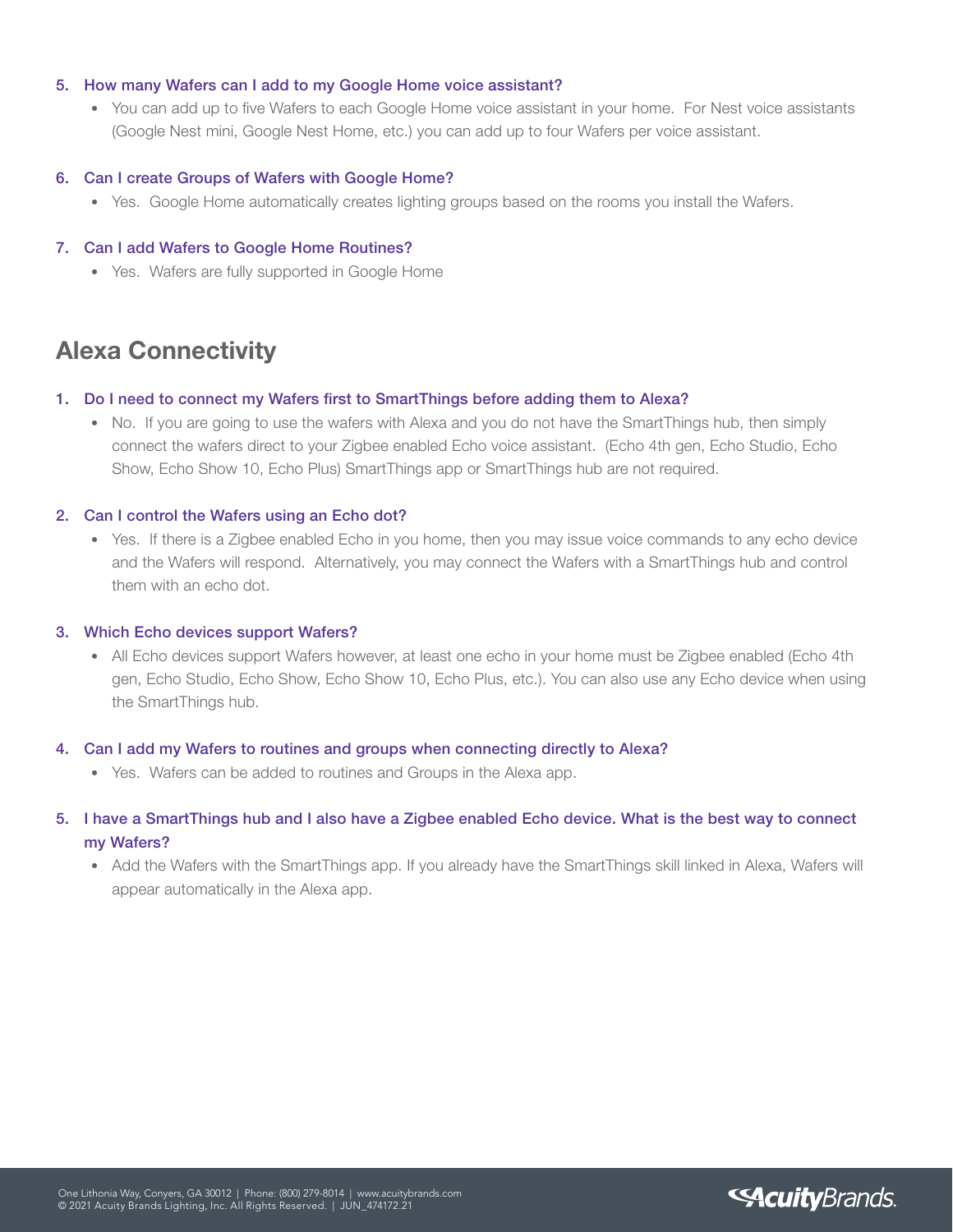5. **How many Wafers can I add to my Google Home voice assistant?**
   - You can add up to five Wafers to each Google Home voice assistant in your home. For Nest voice assistants (Google Nest mini, Google Nest Home, etc.) you can add up to four Wafers per voice assistant.

6. **Can I create Groups of Wafers with Google Home?**
   - Yes. Google Home automatically creates lighting groups based on the rooms you install the Wafers.

7. **Can I add Wafers to Google Home Routines?**
   - Yes. Wafers are fully supported in Google Home

## Alexa Connectivity

1. **Do I need to connect my Wafers first to SmartThings before adding them to Alexa?**
   - No. If you are going to use the wafers with Alexa and you do not have the SmartThings hub, then simply connect the wafers direct to your Zigbee enabled Echo voice assistant. (Echo 4th gen, Echo Studio, Echo Show, Echo Show 10, Echo Plus) SmartThings app or SmartThings hub are not required.

2. **Can I control the Wafers using an Echo dot?**
   - Yes. If there is a Zigbee enabled Echo in you home, then you may issue voice commands to any echo device and the Wafers will respond. Alternatively, you may connect the Wafers with a SmartThings hub and control them with an echo dot.

3. **Which Echo devices support Wafers?**
   - All Echo devices support Wafers however, at least one echo in your home must be Zigbee enabled (Echo 4th gen, Echo Studio, Echo Show, Echo Show 10, Echo Plus, etc.). You can also use any Echo device when using the SmartThings hub.

4. **Can I add my Wafers to routines and groups when connecting directly to Alexa?**
   - Yes. Wafers can be added to routines and Groups in the Alexa app.

5. **I have a SmartThings hub and I also have a Zigbee enabled Echo device. What is the best way to connect my Wafers?**
   - Add the Wafers with the SmartThings app. If you already have the SmartThings skill linked in Alexa, Wafers will appear automatically in the Alexa app.